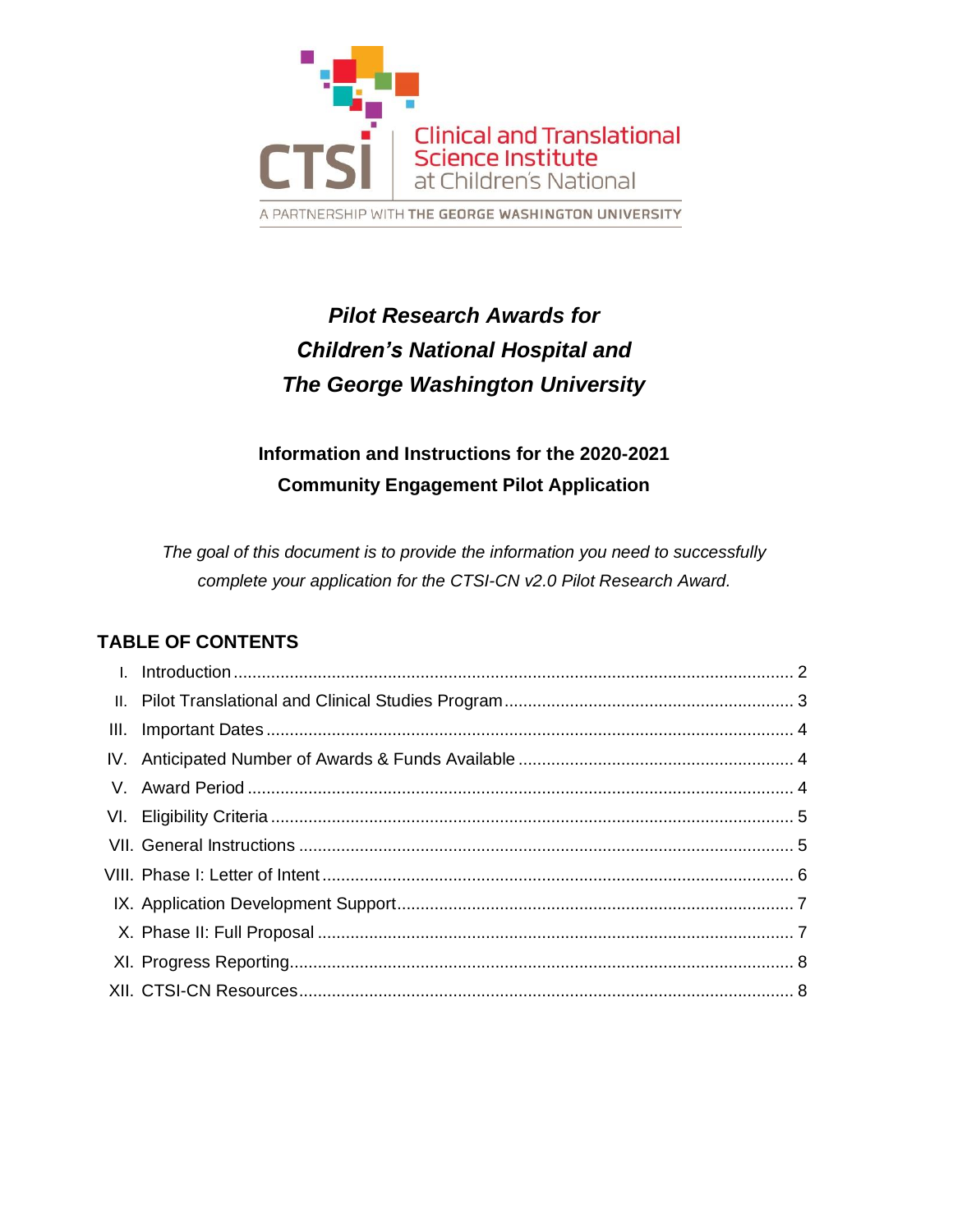CTSI Clinical and Translational Science Institute at Children's National

A PARTNERSHIP WITH THE GEORGE WASHINGTON UNIVERSITY

# *Pilot Research Awards for Children's National Hospital and The George Washington University*

## Information and Instructions for the 2020-2021 Community Engagement Pilot Application

*The goal of this document is to provide the information you need to successfully complete your application for the CTSI-CN v2.0 Pilot Research Award.*

## TABLE OF CONTENTS

I. Introduction ..... 2
II. Pilot Translational and Clinical Studies Program ..... 3
III. Important Dates ..... 4
IV. Anticipated Number of Awards & Funds Available ..... 4
V. Award Period ..... 4
VI. Eligibility Criteria ..... 5
VII. General Instructions ..... 5
VIII. Phase I: Letter of Intent ..... 6
IX. Application Development Support ..... 7
X. Phase II: Full Proposal ..... 7
XI. Progress Reporting ..... 8
XII. CTSI-CN Resources ..... 8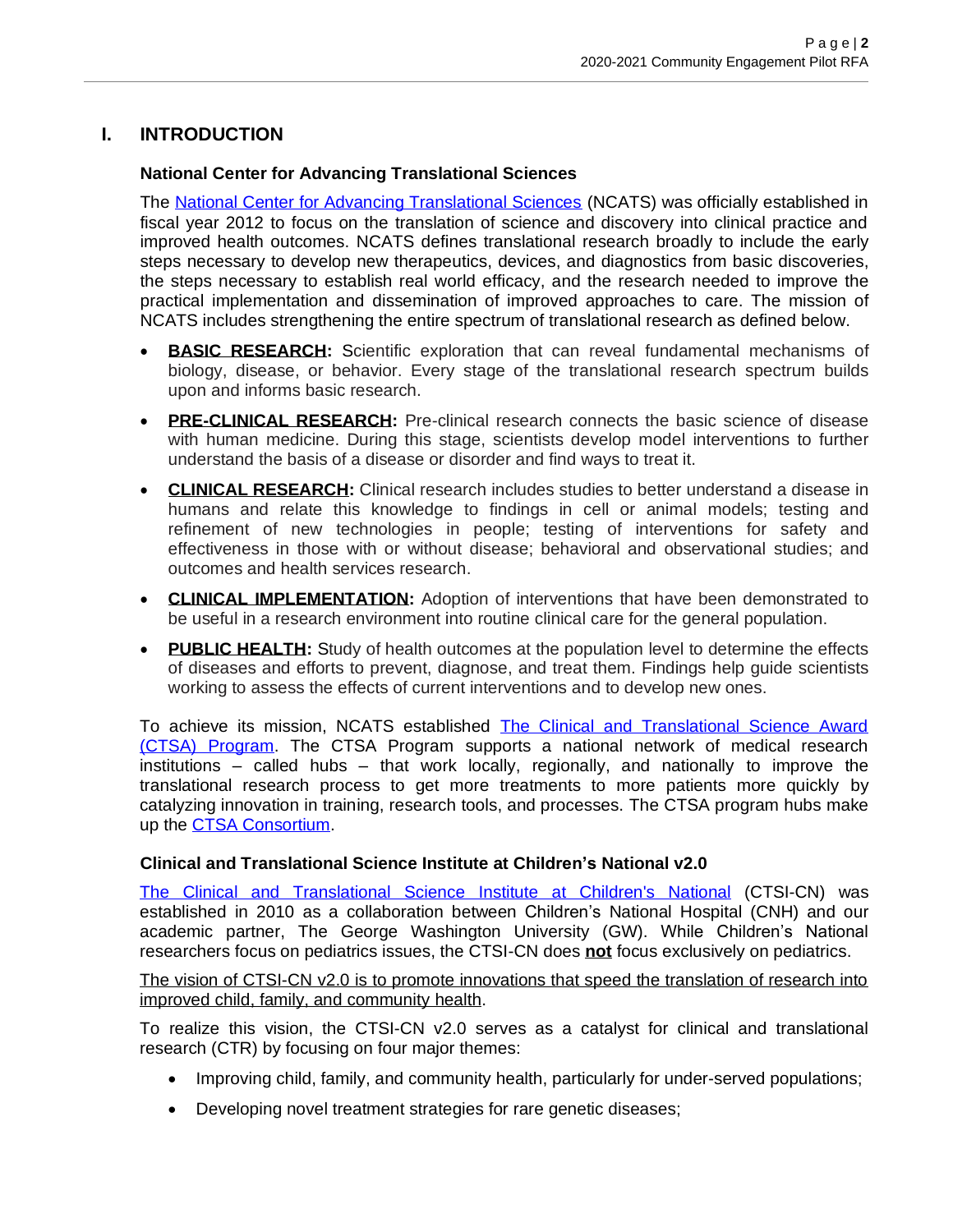## I. INTRODUCTION

### National Center for Advancing Translational Sciences

The National Center for Advancing Translational Sciences (NCATS) was officially established in fiscal year 2012 to focus on the translation of science and discovery into clinical practice and improved health outcomes. NCATS defines translational research broadly to include the early steps necessary to develop new therapeutics, devices, and diagnostics from basic discoveries, the steps necessary to establish real world efficacy, and the research needed to improve the practical implementation and dissemination of improved approaches to care. The mission of NCATS includes strengthening the entire spectrum of translational research as defined below.

- **BASIC RESEARCH:** Scientific exploration that can reveal fundamental mechanisms of biology, disease, or behavior. Every stage of the translational research spectrum builds upon and informs basic research.
- **PRE-CLINICAL RESEARCH:** Pre-clinical research connects the basic science of disease with human medicine. During this stage, scientists develop model interventions to further understand the basis of a disease or disorder and find ways to treat it.
- **CLINICAL RESEARCH:** Clinical research includes studies to better understand a disease in humans and relate this knowledge to findings in cell or animal models; testing and refinement of new technologies in people; testing of interventions for safety and effectiveness in those with or without disease; behavioral and observational studies; and outcomes and health services research.
- **CLINICAL IMPLEMENTATION:** Adoption of interventions that have been demonstrated to be useful in a research environment into routine clinical care for the general population.
- **PUBLIC HEALTH:** Study of health outcomes at the population level to determine the effects of diseases and efforts to prevent, diagnose, and treat them. Findings help guide scientists working to assess the effects of current interventions and to develop new ones.

To achieve its mission, NCATS established The Clinical and Translational Science Award (CTSA) Program. The CTSA Program supports a national network of medical research institutions – called hubs – that work locally, regionally, and nationally to improve the translational research process to get more treatments to more patients more quickly by catalyzing innovation in training, research tools, and processes. The CTSA program hubs make up the CTSA Consortium.

### Clinical and Translational Science Institute at Children's National v2.0

The Clinical and Translational Science Institute at Children's National (CTSI-CN) was established in 2010 as a collaboration between Children's National Hospital (CNH) and our academic partner, The George Washington University (GW). While Children's National researchers focus on pediatrics issues, the CTSI-CN does **not** focus exclusively on pediatrics.

The vision of CTSI-CN v2.0 is to promote innovations that speed the translation of research into improved child, family, and community health.

To realize this vision, the CTSI-CN v2.0 serves as a catalyst for clinical and translational research (CTR) by focusing on four major themes:

- Improving child, family, and community health, particularly for under-served populations;
- Developing novel treatment strategies for rare genetic diseases;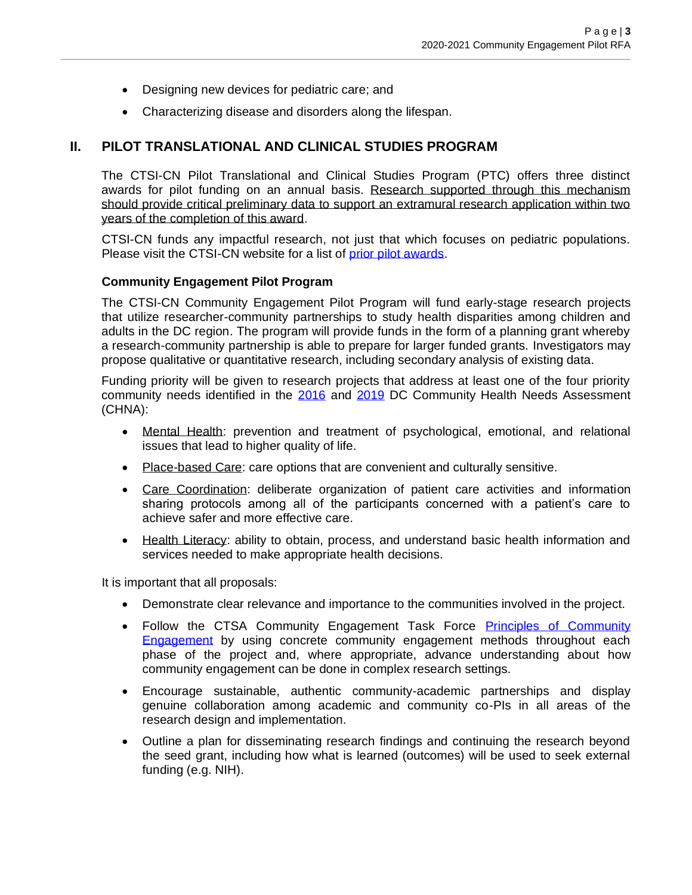- Designing new devices for pediatric care; and
- Characterizing disease and disorders along the lifespan.

## II. PILOT TRANSLATIONAL AND CLINICAL STUDIES PROGRAM

The CTSI-CN Pilot Translational and Clinical Studies Program (PTC) offers three distinct awards for pilot funding on an annual basis. Research supported through this mechanism should provide critical preliminary data to support an extramural research application within two years of the completion of this award.

CTSI-CN funds any impactful research, not just that which focuses on pediatric populations. Please visit the CTSI-CN website for a list of prior pilot awards.

### Community Engagement Pilot Program

The CTSI-CN Community Engagement Pilot Program will fund early-stage research projects that utilize researcher-community partnerships to study health disparities among children and adults in the DC region. The program will provide funds in the form of a planning grant whereby a research-community partnership is able to prepare for larger funded grants. Investigators may propose qualitative or quantitative research, including secondary analysis of existing data.

Funding priority will be given to research projects that address at least one of the four priority community needs identified in the 2016 and 2019 DC Community Health Needs Assessment (CHNA):

- Mental Health: prevention and treatment of psychological, emotional, and relational issues that lead to higher quality of life.
- Place-based Care: care options that are convenient and culturally sensitive.
- Care Coordination: deliberate organization of patient care activities and information sharing protocols among all of the participants concerned with a patient's care to achieve safer and more effective care.
- Health Literacy: ability to obtain, process, and understand basic health information and services needed to make appropriate health decisions.

It is important that all proposals:

- Demonstrate clear relevance and importance to the communities involved in the project.
- Follow the CTSA Community Engagement Task Force Principles of Community Engagement by using concrete community engagement methods throughout each phase of the project and, where appropriate, advance understanding about how community engagement can be done in complex research settings.
- Encourage sustainable, authentic community-academic partnerships and display genuine collaboration among academic and community co-PIs in all areas of the research design and implementation.
- Outline a plan for disseminating research findings and continuing the research beyond the seed grant, including how what is learned (outcomes) will be used to seek external funding (e.g. NIH).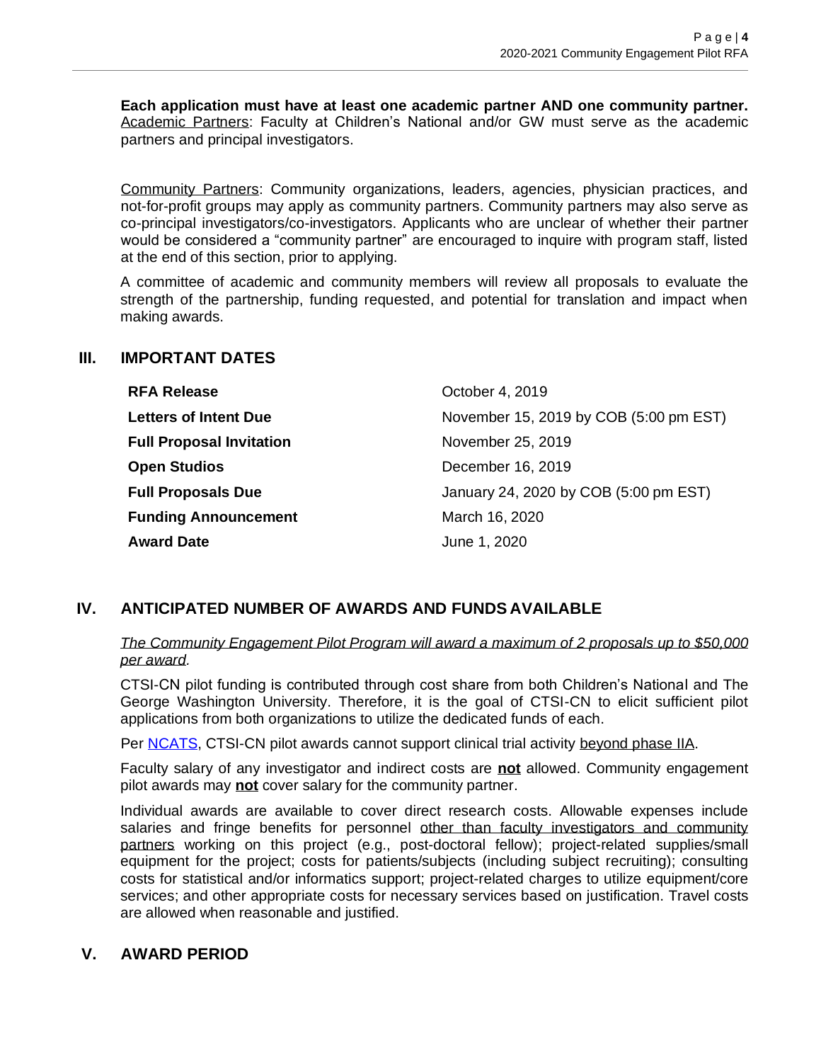**Each application must have at least one academic partner AND one community partner.**
Academic Partners: Faculty at Children's National and/or GW must serve as the academic partners and principal investigators.

Community Partners: Community organizations, leaders, agencies, physician practices, and not-for-profit groups may apply as community partners. Community partners may also serve as co-principal investigators/co-investigators. Applicants who are unclear of whether their partner would be considered a "community partner" are encouraged to inquire with program staff, listed at the end of this section, prior to applying.

A committee of academic and community members will review all proposals to evaluate the strength of the partnership, funding requested, and potential for translation and impact when making awards.

## III. IMPORTANT DATES

| | |
|---|---|
| **RFA Release** | October 4, 2019 |
| **Letters of Intent Due** | November 15, 2019 by COB (5:00 pm EST) |
| **Full Proposal Invitation** | November 25, 2019 |
| **Open Studios** | December 16, 2019 |
| **Full Proposals Due** | January 24, 2020 by COB (5:00 pm EST) |
| **Funding Announcement** | March 16, 2020 |
| **Award Date** | June 1, 2020 |

## IV. ANTICIPATED NUMBER OF AWARDS AND FUNDS AVAILABLE

*The Community Engagement Pilot Program will award a maximum of 2 proposals up to $50,000 per award.*

CTSI-CN pilot funding is contributed through cost share from both Children's National and The George Washington University. Therefore, it is the goal of CTSI-CN to elicit sufficient pilot applications from both organizations to utilize the dedicated funds of each.

Per NCATS, CTSI-CN pilot awards cannot support clinical trial activity beyond phase IIA.

Faculty salary of any investigator and indirect costs are **not** allowed. Community engagement pilot awards may **not** cover salary for the community partner.

Individual awards are available to cover direct research costs. Allowable expenses include salaries and fringe benefits for personnel other than faculty investigators and community partners working on this project (e.g., post-doctoral fellow); project-related supplies/small equipment for the project; costs for patients/subjects (including subject recruiting); consulting costs for statistical and/or informatics support; project-related charges to utilize equipment/core services; and other appropriate costs for necessary services based on justification. Travel costs are allowed when reasonable and justified.

## V. AWARD PERIOD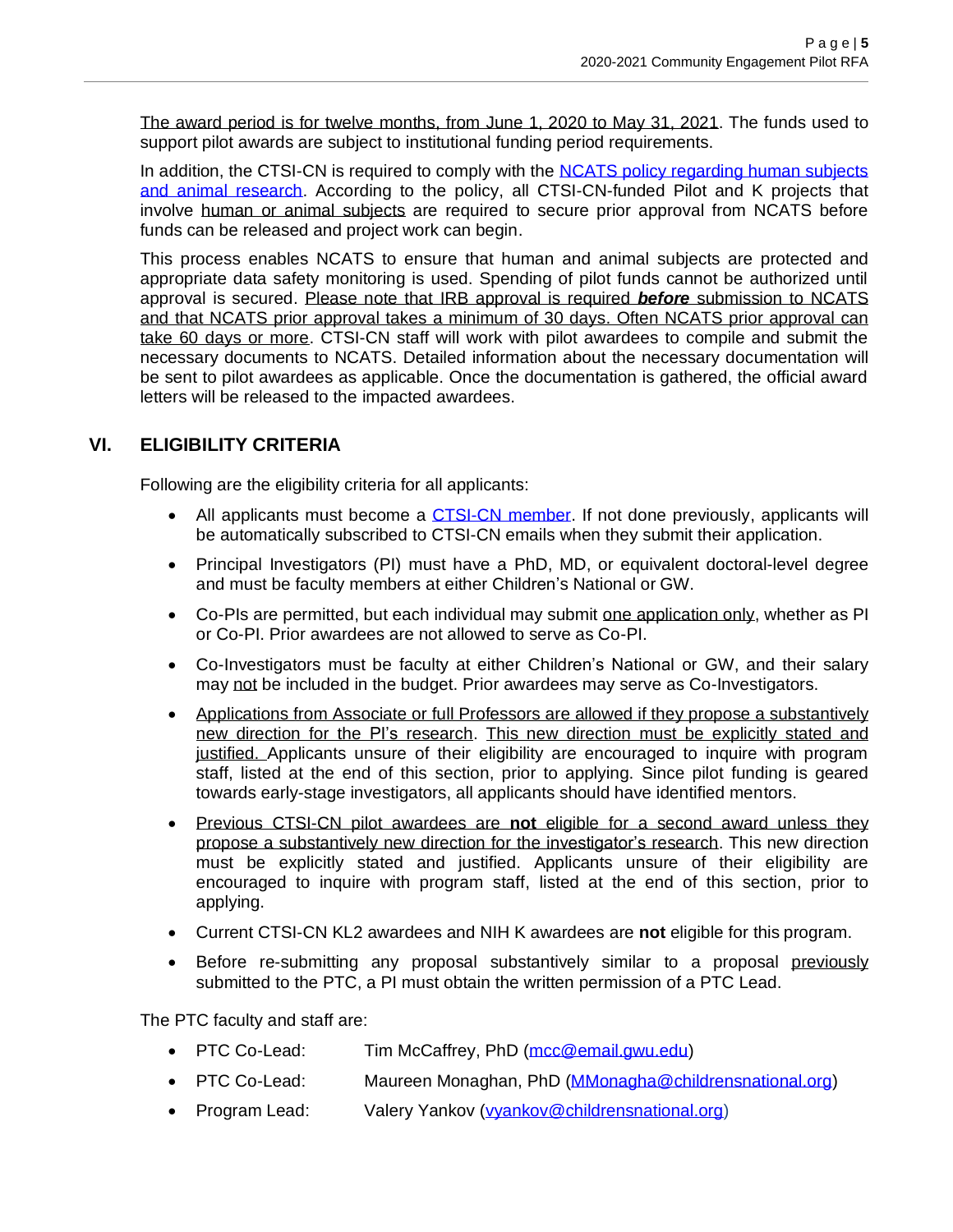The award period is for twelve months, from June 1, 2020 to May 31, 2021. The funds used to support pilot awards are subject to institutional funding period requirements.

In addition, the CTSI-CN is required to comply with the NCATS policy regarding human subjects and animal research. According to the policy, all CTSI-CN-funded Pilot and K projects that involve human or animal subjects are required to secure prior approval from NCATS before funds can be released and project work can begin.

This process enables NCATS to ensure that human and animal subjects are protected and appropriate data safety monitoring is used. Spending of pilot funds cannot be authorized until approval is secured. Please note that IRB approval is required ***before*** submission to NCATS and that NCATS prior approval takes a minimum of 30 days. Often NCATS prior approval can take 60 days or more. CTSI-CN staff will work with pilot awardees to compile and submit the necessary documents to NCATS. Detailed information about the necessary documentation will be sent to pilot awardees as applicable. Once the documentation is gathered, the official award letters will be released to the impacted awardees.

## VI. ELIGIBILITY CRITERIA

Following are the eligibility criteria for all applicants:

- All applicants must become a CTSI-CN member. If not done previously, applicants will be automatically subscribed to CTSI-CN emails when they submit their application.
- Principal Investigators (PI) must have a PhD, MD, or equivalent doctoral-level degree and must be faculty members at either Children's National or GW.
- Co-PIs are permitted, but each individual may submit one application only, whether as PI or Co-PI. Prior awardees are not allowed to serve as Co-PI.
- Co-Investigators must be faculty at either Children's National or GW, and their salary may not be included in the budget. Prior awardees may serve as Co-Investigators.
- Applications from Associate or full Professors are allowed if they propose a substantively new direction for the PI's research. This new direction must be explicitly stated and justified. Applicants unsure of their eligibility are encouraged to inquire with program staff, listed at the end of this section, prior to applying. Since pilot funding is geared towards early-stage investigators, all applicants should have identified mentors.
- Previous CTSI-CN pilot awardees are **not** eligible for a second award unless they propose a substantively new direction for the investigator's research. This new direction must be explicitly stated and justified. Applicants unsure of their eligibility are encouraged to inquire with program staff, listed at the end of this section, prior to applying.
- Current CTSI-CN KL2 awardees and NIH K awardees are **not** eligible for this program.
- Before re-submitting any proposal substantively similar to a proposal previously submitted to the PTC, a PI must obtain the written permission of a PTC Lead.

The PTC faculty and staff are:

- PTC Co-Lead: Tim McCaffrey, PhD (mcc@email.gwu.edu)
- PTC Co-Lead: Maureen Monaghan, PhD (MMonagha@childrensnational.org)
- Program Lead: Valery Yankov (vyankov@childrensnational.org)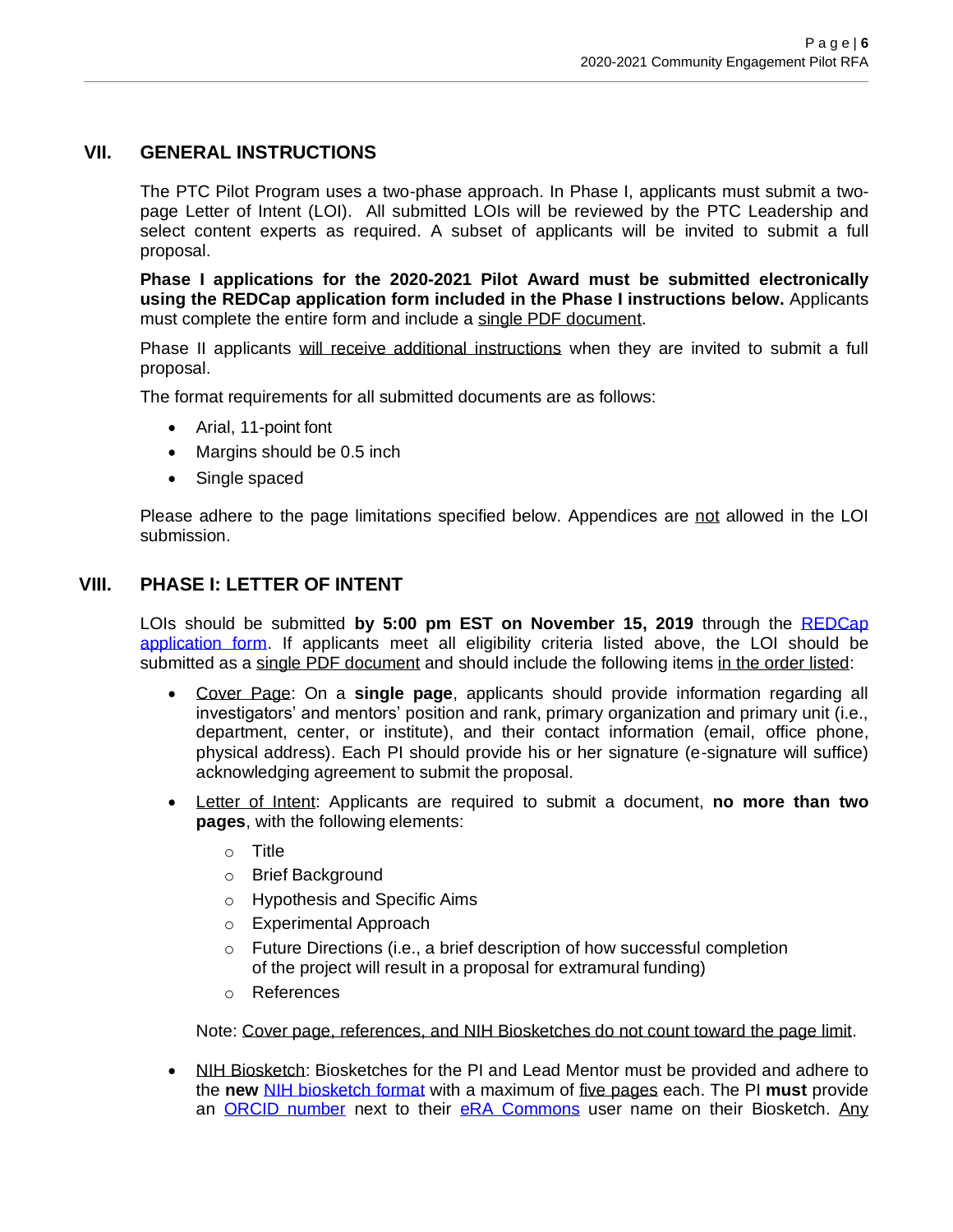## VII. GENERAL INSTRUCTIONS

The PTC Pilot Program uses a two-phase approach. In Phase I, applicants must submit a two-page Letter of Intent (LOI). All submitted LOIs will be reviewed by the PTC Leadership and select content experts as required. A subset of applicants will be invited to submit a full proposal.

**Phase I applications for the 2020-2021 Pilot Award must be submitted electronically using the REDCap application form included in the Phase I instructions below.** Applicants must complete the entire form and include a single PDF document.

Phase II applicants will receive additional instructions when they are invited to submit a full proposal.

The format requirements for all submitted documents are as follows:

- Arial, 11-point font
- Margins should be 0.5 inch
- Single spaced

Please adhere to the page limitations specified below. Appendices are not allowed in the LOI submission.

## VIII. PHASE I: LETTER OF INTENT

LOIs should be submitted **by 5:00 pm EST on November 15, 2019** through the REDCap application form. If applicants meet all eligibility criteria listed above, the LOI should be submitted as a single PDF document and should include the following items in the order listed:

- Cover Page: On a **single page**, applicants should provide information regarding all investigators' and mentors' position and rank, primary organization and primary unit (i.e., department, center, or institute), and their contact information (email, office phone, physical address). Each PI should provide his or her signature (e-signature will suffice) acknowledging agreement to submit the proposal.
- Letter of Intent: Applicants are required to submit a document, **no more than two pages**, with the following elements:
  - Title
  - Brief Background
  - Hypothesis and Specific Aims
  - Experimental Approach
  - Future Directions (i.e., a brief description of how successful completion of the project will result in a proposal for extramural funding)
  - References

  Note: Cover page, references, and NIH Biosketches do not count toward the page limit.

- NIH Biosketch: Biosketches for the PI and Lead Mentor must be provided and adhere to the **new** NIH biosketch format with a maximum of five pages each. The PI **must** provide an ORCID number next to their eRA Commons user name on their Biosketch. Any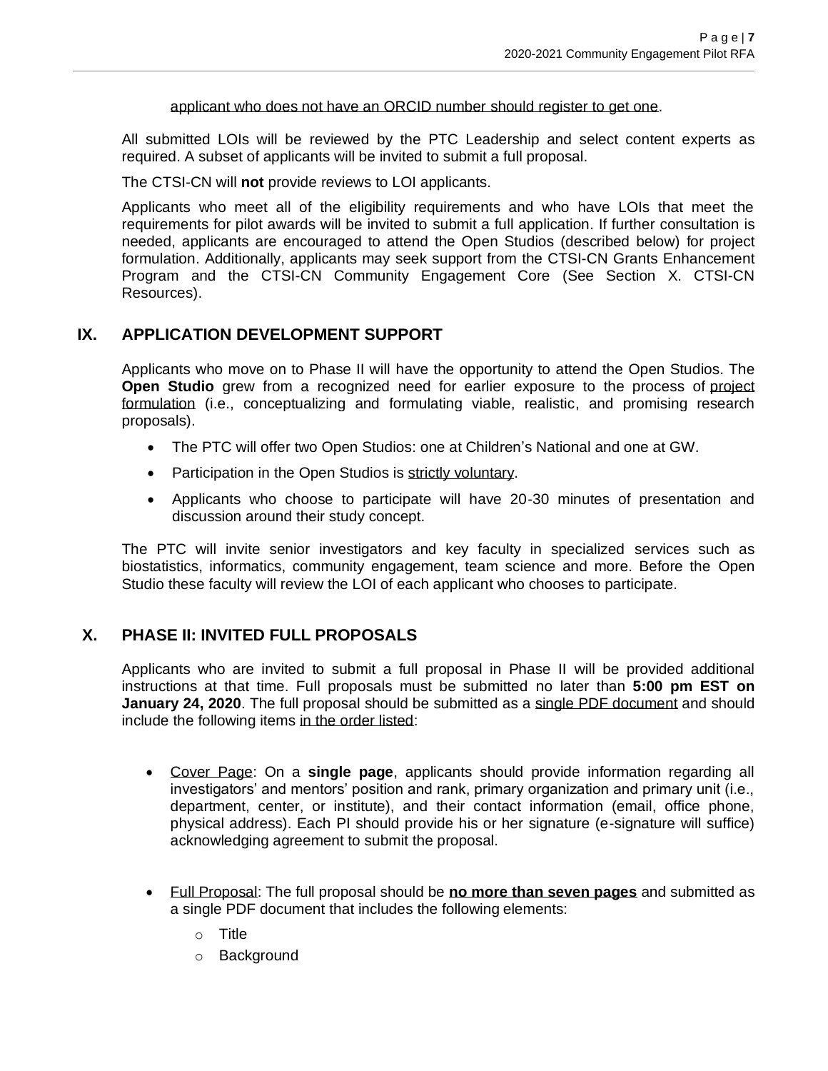applicant who does not have an ORCID number should register to get one.

All submitted LOIs will be reviewed by the PTC Leadership and select content experts as required. A subset of applicants will be invited to submit a full proposal.

The CTSI-CN will **not** provide reviews to LOI applicants.

Applicants who meet all of the eligibility requirements and who have LOIs that meet the requirements for pilot awards will be invited to submit a full application. If further consultation is needed, applicants are encouraged to attend the Open Studios (described below) for project formulation. Additionally, applicants may seek support from the CTSI-CN Grants Enhancement Program and the CTSI-CN Community Engagement Core (See Section X. CTSI-CN Resources).

## IX. APPLICATION DEVELOPMENT SUPPORT

Applicants who move on to Phase II will have the opportunity to attend the Open Studios. The **Open Studio** grew from a recognized need for earlier exposure to the process of project formulation (i.e., conceptualizing and formulating viable, realistic, and promising research proposals).

- The PTC will offer two Open Studios: one at Children's National and one at GW.
- Participation in the Open Studios is strictly voluntary.
- Applicants who choose to participate will have 20-30 minutes of presentation and discussion around their study concept.

The PTC will invite senior investigators and key faculty in specialized services such as biostatistics, informatics, community engagement, team science and more. Before the Open Studio these faculty will review the LOI of each applicant who chooses to participate.

## X. PHASE II: INVITED FULL PROPOSALS

Applicants who are invited to submit a full proposal in Phase II will be provided additional instructions at that time. Full proposals must be submitted no later than **5:00 pm EST on January 24, 2020**. The full proposal should be submitted as a single PDF document and should include the following items in the order listed:

- Cover Page: On a **single page**, applicants should provide information regarding all investigators' and mentors' position and rank, primary organization and primary unit (i.e., department, center, or institute), and their contact information (email, office phone, physical address). Each PI should provide his or her signature (e-signature will suffice) acknowledging agreement to submit the proposal.

- Full Proposal: The full proposal should be **no more than seven pages** and submitted as a single PDF document that includes the following elements:
  - Title
  - Background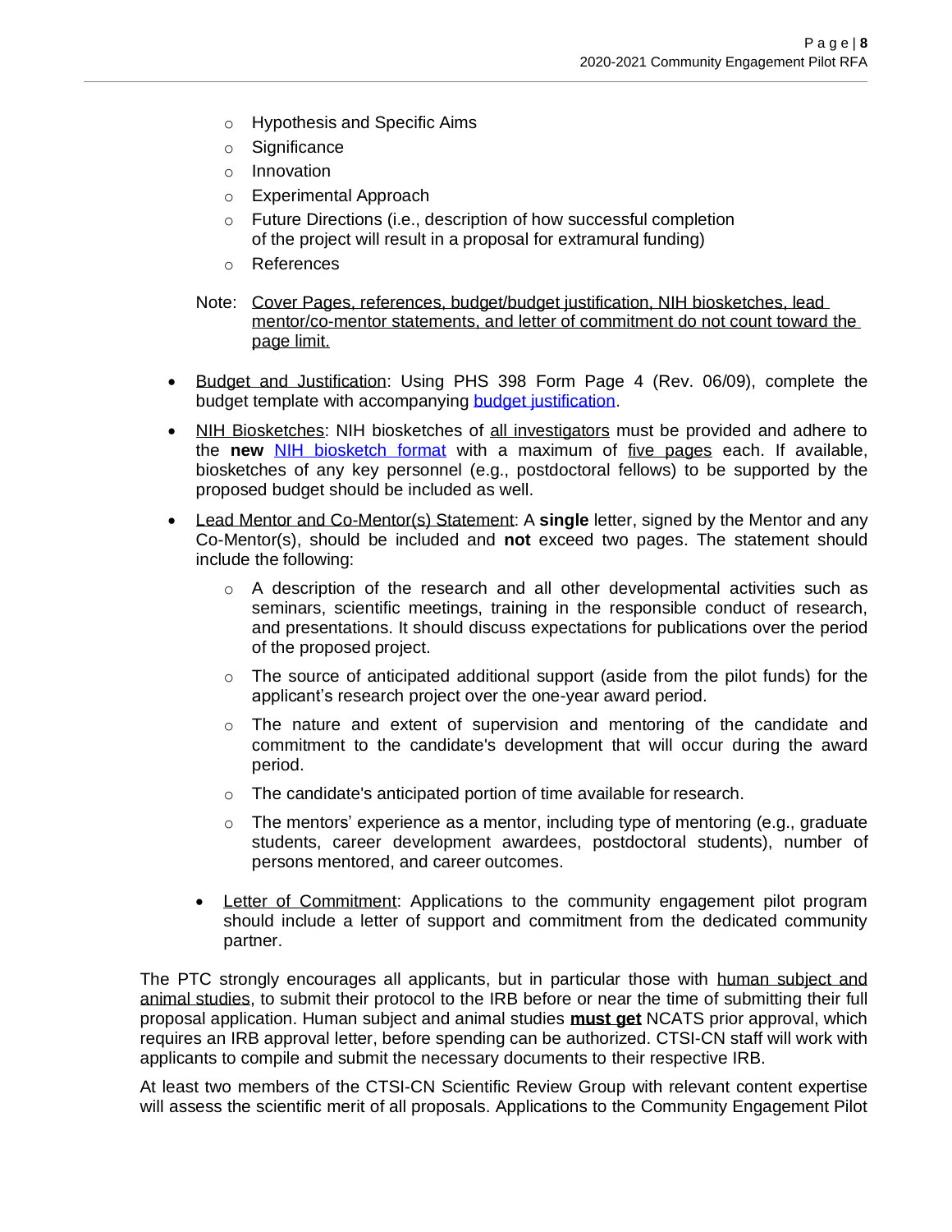- Hypothesis and Specific Aims
  - Significance
  - Innovation
  - Experimental Approach
  - Future Directions (i.e., description of how successful completion of the project will result in a proposal for extramural funding)
  - References

  Note: <u>Cover Pages, references, budget/budget justification, NIH biosketches, lead mentor/co-mentor statements, and letter of commitment do not count toward the page limit.</u>

- <u>Budget and Justification</u>: Using PHS 398 Form Page 4 (Rev. 06/09), complete the budget template with accompanying budget justification.
- <u>NIH Biosketches</u>: NIH biosketches of <u>all investigators</u> must be provided and adhere to the **new** NIH biosketch format with a maximum of <u>five pages</u> each. If available, biosketches of any key personnel (e.g., postdoctoral fellows) to be supported by the proposed budget should be included as well.
- <u>Lead Mentor and Co-Mentor(s) Statement</u>: A **single** letter, signed by the Mentor and any Co-Mentor(s), should be included and **not** exceed two pages. The statement should include the following:
  - A description of the research and all other developmental activities such as seminars, scientific meetings, training in the responsible conduct of research, and presentations. It should discuss expectations for publications over the period of the proposed project.
  - The source of anticipated additional support (aside from the pilot funds) for the applicant's research project over the one-year award period.
  - The nature and extent of supervision and mentoring of the candidate and commitment to the candidate's development that will occur during the award period.
  - The candidate's anticipated portion of time available for research.
  - The mentors' experience as a mentor, including type of mentoring (e.g., graduate students, career development awardees, postdoctoral students), number of persons mentored, and career outcomes.
- <u>Letter of Commitment</u>: Applications to the community engagement pilot program should include a letter of support and commitment from the dedicated community partner.

The PTC strongly encourages all applicants, but in particular those with <u>human subject and animal studies</u>, to submit their protocol to the IRB before or near the time of submitting their full proposal application. Human subject and animal studies <u>**must get**</u> NCATS prior approval, which requires an IRB approval letter, before spending can be authorized. CTSI-CN staff will work with applicants to compile and submit the necessary documents to their respective IRB.

At least two members of the CTSI-CN Scientific Review Group with relevant content expertise will assess the scientific merit of all proposals. Applications to the Community Engagement Pilot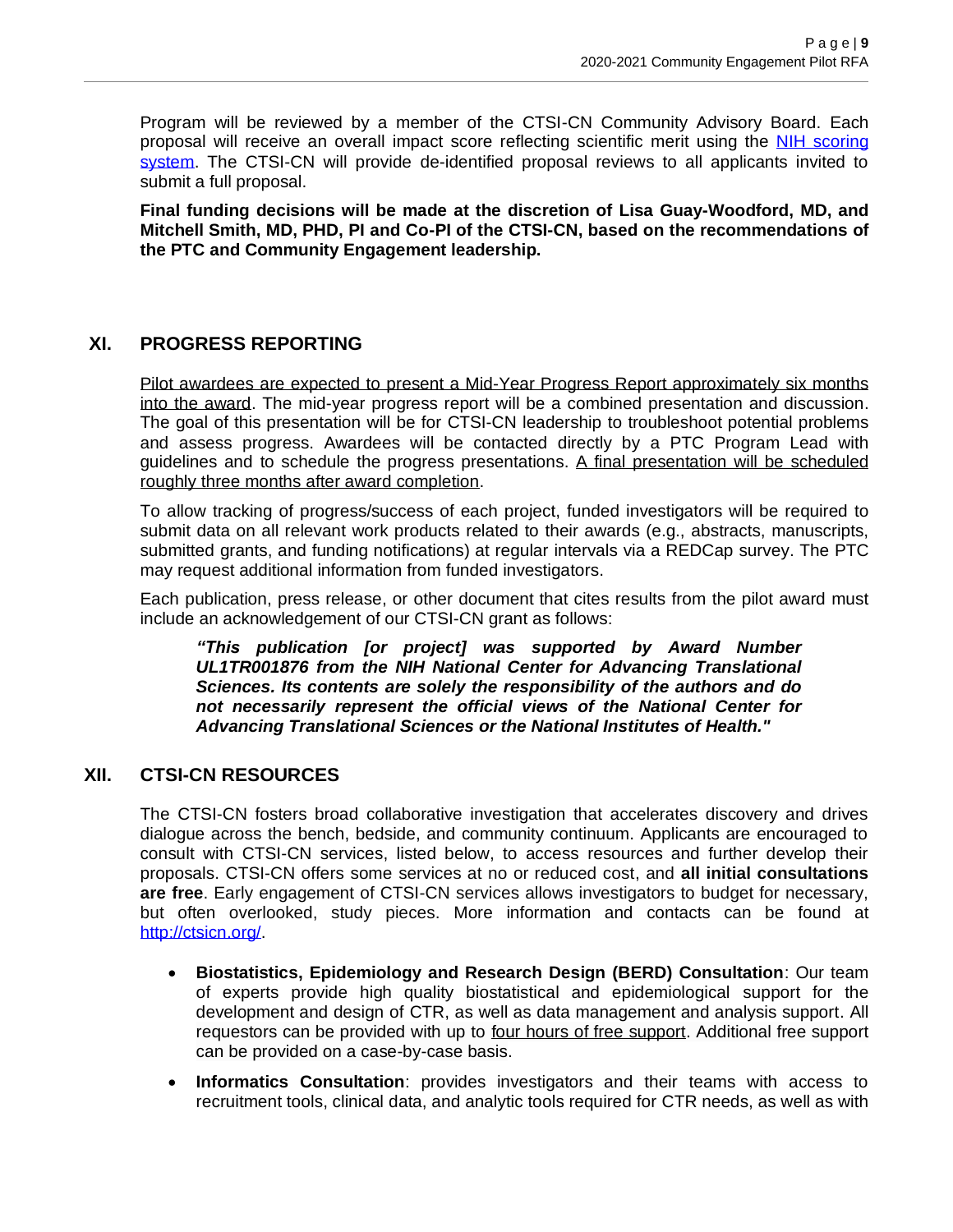Program will be reviewed by a member of the CTSI-CN Community Advisory Board. Each proposal will receive an overall impact score reflecting scientific merit using the [NIH scoring system](). The CTSI-CN will provide de-identified proposal reviews to all applicants invited to submit a full proposal.

**Final funding decisions will be made at the discretion of Lisa Guay-Woodford, MD, and Mitchell Smith, MD, PHD, PI and Co-PI of the CTSI-CN, based on the recommendations of the PTC and Community Engagement leadership.**

## XI. PROGRESS REPORTING

<u>Pilot awardees are expected to present a Mid-Year Progress Report approximately six months into the award</u>. The mid-year progress report will be a combined presentation and discussion. The goal of this presentation will be for CTSI-CN leadership to troubleshoot potential problems and assess progress. Awardees will be contacted directly by a PTC Program Lead with guidelines and to schedule the progress presentations. <u>A final presentation will be scheduled roughly three months after award completion</u>.

To allow tracking of progress/success of each project, funded investigators will be required to submit data on all relevant work products related to their awards (e.g., abstracts, manuscripts, submitted grants, and funding notifications) at regular intervals via a REDCap survey. The PTC may request additional information from funded investigators.

Each publication, press release, or other document that cites results from the pilot award must include an acknowledgement of our CTSI-CN grant as follows:

> ***"This publication [or project] was supported by Award Number UL1TR001876 from the NIH National Center for Advancing Translational Sciences. Its contents are solely the responsibility of the authors and do not necessarily represent the official views of the National Center for Advancing Translational Sciences or the National Institutes of Health."***

## XII. CTSI-CN RESOURCES

The CTSI-CN fosters broad collaborative investigation that accelerates discovery and drives dialogue across the bench, bedside, and community continuum. Applicants are encouraged to consult with CTSI-CN services, listed below, to access resources and further develop their proposals. CTSI-CN offers some services at no or reduced cost, and **all initial consultations are free**. Early engagement of CTSI-CN services allows investigators to budget for necessary, but often overlooked, study pieces. More information and contacts can be found at [http://ctsicn.org/](http://ctsicn.org/).

- **Biostatistics, Epidemiology and Research Design (BERD) Consultation**: Our team of experts provide high quality biostatistical and epidemiological support for the development and design of CTR, as well as data management and analysis support. All requestors can be provided with up to <u>four hours of free support</u>. Additional free support can be provided on a case-by-case basis.
- **Informatics Consultation**: provides investigators and their teams with access to recruitment tools, clinical data, and analytic tools required for CTR needs, as well as with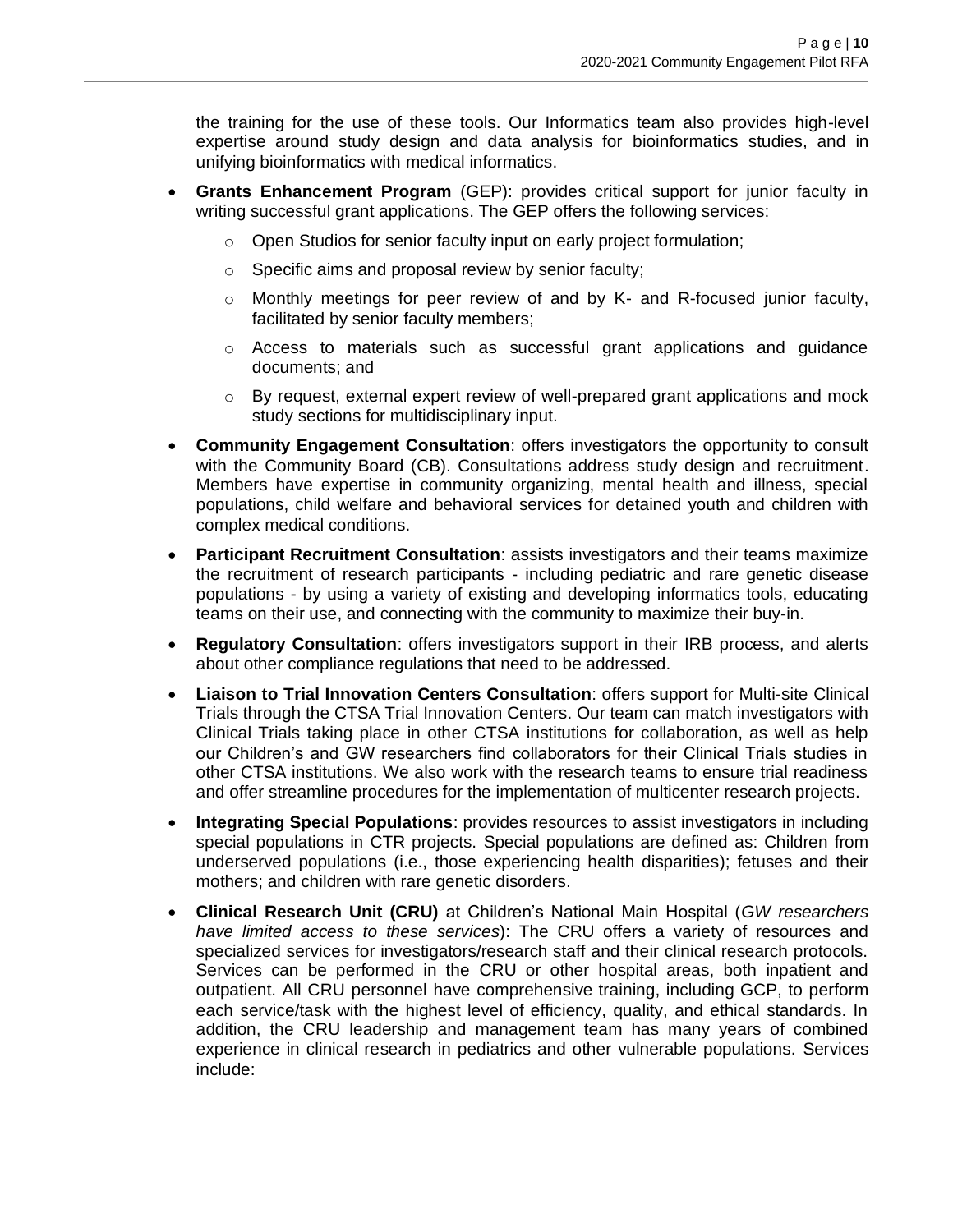the training for the use of these tools. Our Informatics team also provides high-level expertise around study design and data analysis for bioinformatics studies, and in unifying bioinformatics with medical informatics.

- **Grants Enhancement Program** (GEP): provides critical support for junior faculty in writing successful grant applications. The GEP offers the following services:
    - Open Studios for senior faculty input on early project formulation;
    - Specific aims and proposal review by senior faculty;
    - Monthly meetings for peer review of and by K- and R-focused junior faculty, facilitated by senior faculty members;
    - Access to materials such as successful grant applications and guidance documents; and
    - By request, external expert review of well-prepared grant applications and mock study sections for multidisciplinary input.
- **Community Engagement Consultation**: offers investigators the opportunity to consult with the Community Board (CB). Consultations address study design and recruitment. Members have expertise in community organizing, mental health and illness, special populations, child welfare and behavioral services for detained youth and children with complex medical conditions.
- **Participant Recruitment Consultation**: assists investigators and their teams maximize the recruitment of research participants - including pediatric and rare genetic disease populations - by using a variety of existing and developing informatics tools, educating teams on their use, and connecting with the community to maximize their buy-in.
- **Regulatory Consultation**: offers investigators support in their IRB process, and alerts about other compliance regulations that need to be addressed.
- **Liaison to Trial Innovation Centers Consultation**: offers support for Multi-site Clinical Trials through the CTSA Trial Innovation Centers. Our team can match investigators with Clinical Trials taking place in other CTSA institutions for collaboration, as well as help our Children's and GW researchers find collaborators for their Clinical Trials studies in other CTSA institutions. We also work with the research teams to ensure trial readiness and offer streamline procedures for the implementation of multicenter research projects.
- **Integrating Special Populations**: provides resources to assist investigators in including special populations in CTR projects. Special populations are defined as: Children from underserved populations (i.e., those experiencing health disparities); fetuses and their mothers; and children with rare genetic disorders.
- **Clinical Research Unit (CRU)** at Children's National Main Hospital (*GW researchers have limited access to these services*): The CRU offers a variety of resources and specialized services for investigators/research staff and their clinical research protocols. Services can be performed in the CRU or other hospital areas, both inpatient and outpatient. All CRU personnel have comprehensive training, including GCP, to perform each service/task with the highest level of efficiency, quality, and ethical standards. In addition, the CRU leadership and management team has many years of combined experience in clinical research in pediatrics and other vulnerable populations. Services include: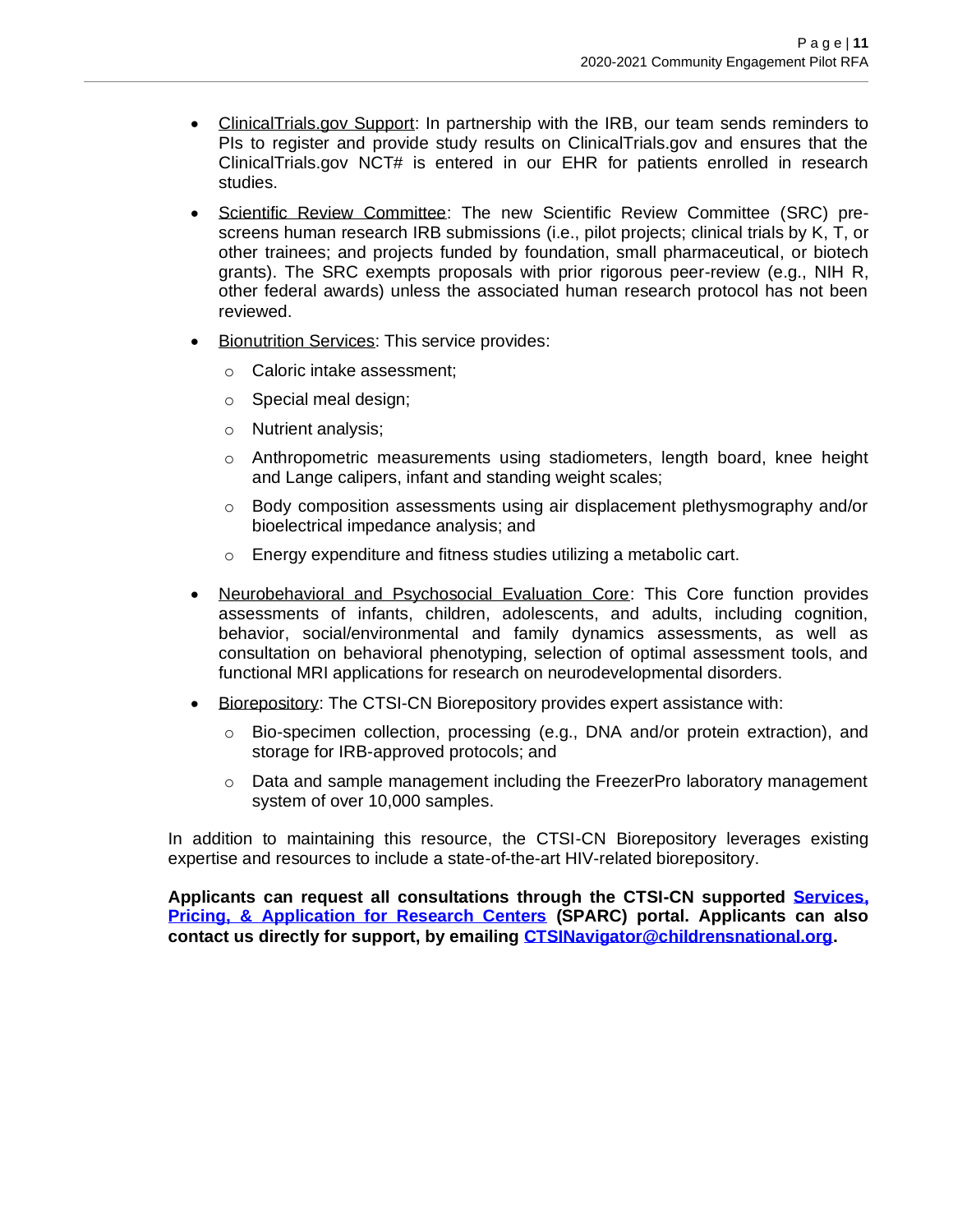- ClinicalTrials.gov Support: In partnership with the IRB, our team sends reminders to PIs to register and provide study results on ClinicalTrials.gov and ensures that the ClinicalTrials.gov NCT# is entered in our EHR for patients enrolled in research studies.
- Scientific Review Committee: The new Scientific Review Committee (SRC) pre-screens human research IRB submissions (i.e., pilot projects; clinical trials by K, T, or other trainees; and projects funded by foundation, small pharmaceutical, or biotech grants). The SRC exempts proposals with prior rigorous peer-review (e.g., NIH R, other federal awards) unless the associated human research protocol has not been reviewed.
- Bionutrition Services: This service provides:
  - Caloric intake assessment;
  - Special meal design;
  - Nutrient analysis;
  - Anthropometric measurements using stadiometers, length board, knee height and Lange calipers, infant and standing weight scales;
  - Body composition assessments using air displacement plethysmography and/or bioelectrical impedance analysis; and
  - Energy expenditure and fitness studies utilizing a metabolic cart.
- Neurobehavioral and Psychosocial Evaluation Core: This Core function provides assessments of infants, children, adolescents, and adults, including cognition, behavior, social/environmental and family dynamics assessments, as well as consultation on behavioral phenotyping, selection of optimal assessment tools, and functional MRI applications for research on neurodevelopmental disorders.
- Biorepository: The CTSI-CN Biorepository provides expert assistance with:
  - Bio-specimen collection, processing (e.g., DNA and/or protein extraction), and storage for IRB-approved protocols; and
  - Data and sample management including the FreezerPro laboratory management system of over 10,000 samples.

In addition to maintaining this resource, the CTSI-CN Biorepository leverages existing expertise and resources to include a state-of-the-art HIV-related biorepository.

**Applicants can request all consultations through the CTSI-CN supported Services, Pricing, & Application for Research Centers (SPARC) portal. Applicants can also contact us directly for support, by emailing CTSINavigator@childrensnational.org.**